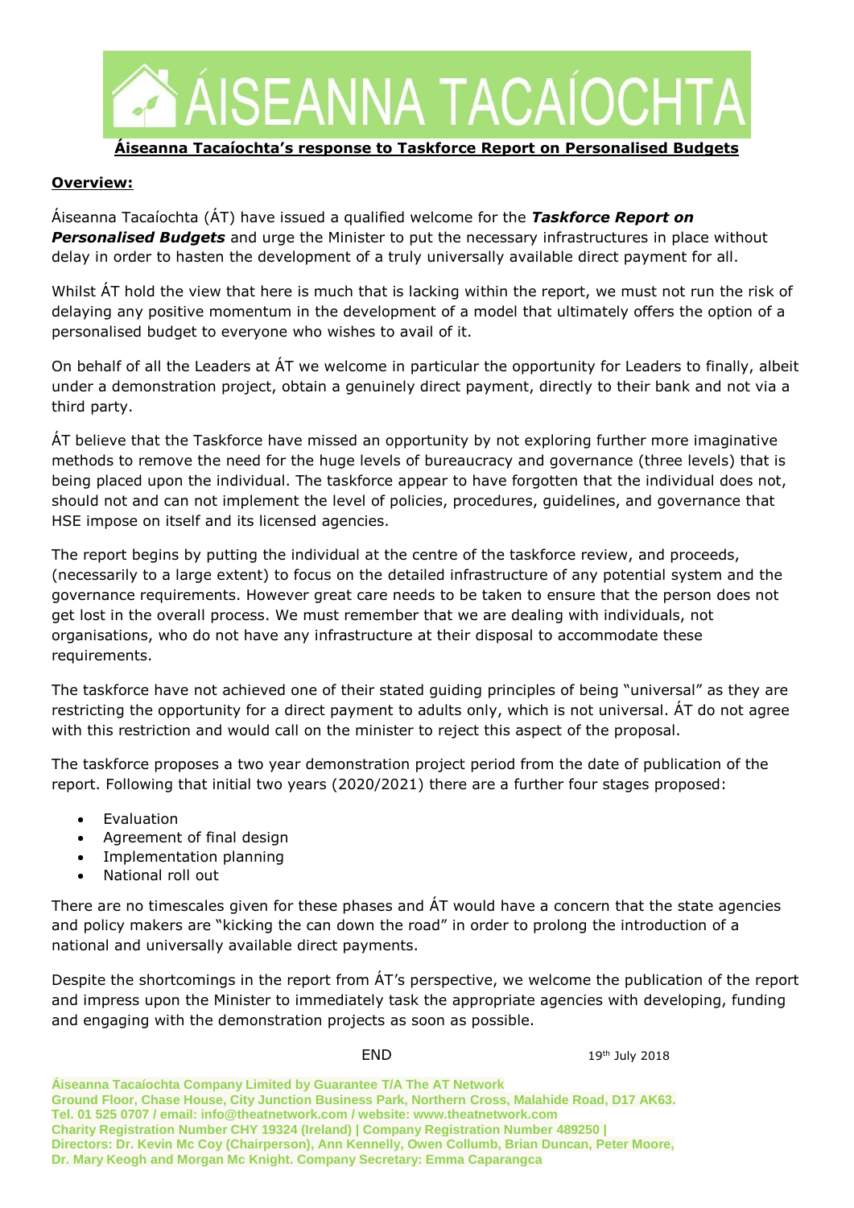# ÁISEANNA TACAÍOCHTA

**Áiseanna Tacaíochta's response to Taskforce Report on Personalised Budgets**

**Overview:**

Áiseanna Tacaíochta (ÁT) have issued a qualified welcome for the ***Taskforce Report on Personalised Budgets*** and urge the Minister to put the necessary infrastructures in place without delay in order to hasten the development of a truly universally available direct payment for all.

Whilst ÁT hold the view that here is much that is lacking within the report, we must not run the risk of delaying any positive momentum in the development of a model that ultimately offers the option of a personalised budget to everyone who wishes to avail of it.

On behalf of all the Leaders at ÁT we welcome in particular the opportunity for Leaders to finally, albeit under a demonstration project, obtain a genuinely direct payment, directly to their bank and not via a third party.

ÁT believe that the Taskforce have missed an opportunity by not exploring further more imaginative methods to remove the need for the huge levels of bureaucracy and governance (three levels) that is being placed upon the individual. The taskforce appear to have forgotten that the individual does not, should not and can not implement the level of policies, procedures, guidelines, and governance that HSE impose on itself and its licensed agencies.

The report begins by putting the individual at the centre of the taskforce review, and proceeds, (necessarily to a large extent) to focus on the detailed infrastructure of any potential system and the governance requirements. However great care needs to be taken to ensure that the person does not get lost in the overall process. We must remember that we are dealing with individuals, not organisations, who do not have any infrastructure at their disposal to accommodate these requirements.

The taskforce have not achieved one of their stated guiding principles of being "universal" as they are restricting the opportunity for a direct payment to adults only, which is not universal. ÁT do not agree with this restriction and would call on the minister to reject this aspect of the proposal.

The taskforce proposes a two year demonstration project period from the date of publication of the report. Following that initial two years (2020/2021) there are a further four stages proposed:

- Evaluation
- Agreement of final design
- Implementation planning
- National roll out

There are no timescales given for these phases and ÁT would have a concern that the state agencies and policy makers are "kicking the can down the road" in order to prolong the introduction of a national and universally available direct payments.

Despite the shortcomings in the report from ÁT's perspective, we welcome the publication of the report and impress upon the Minister to immediately task the appropriate agencies with developing, funding and engaging with the demonstration projects as soon as possible.

END

19th July 2018

Áiseanna Tacaíochta Company Limited by Guarantee T/A The AT Network
Ground Floor, Chase House, City Junction Business Park, Northern Cross, Malahide Road, D17 AK63.
Tel. 01 525 0707 / email: info@theatnetwork.com / website: www.theatnetwork.com
Charity Registration Number CHY 19324 (Ireland) | Company Registration Number 489250 |
Directors: Dr. Kevin Mc Coy (Chairperson), Ann Kennelly, Owen Collumb, Brian Duncan, Peter Moore, Dr. Mary Keogh and Morgan Mc Knight. Company Secretary: Emma Caparangca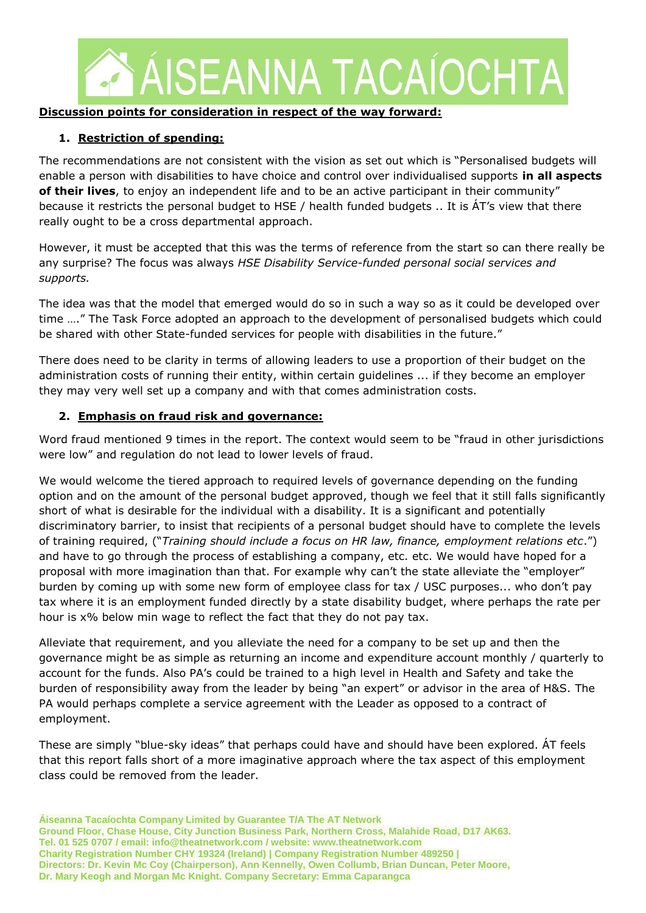**Discussion points for consideration in respect of the way forward:**

1. **Restriction of spending:**

The recommendations are not consistent with the vision as set out which is "Personalised budgets will enable a person with disabilities to have choice and control over individualised supports **in all aspects of their lives**, to enjoy an independent life and to be an active participant in their community" because it restricts the personal budget to HSE / health funded budgets .. It is ÁT's view that there really ought to be a cross departmental approach.

However, it must be accepted that this was the terms of reference from the start so can there really be any surprise? The focus was always *HSE Disability Service-funded personal social services and supports.*

The idea was that the model that emerged would do so in such a way so as it could be developed over time …." The Task Force adopted an approach to the development of personalised budgets which could be shared with other State-funded services for people with disabilities in the future."

There does need to be clarity in terms of allowing leaders to use a proportion of their budget on the administration costs of running their entity, within certain guidelines ... if they become an employer they may very well set up a company and with that comes administration costs.

2. **Emphasis on fraud risk and governance:**

Word fraud mentioned 9 times in the report. The context would seem to be "fraud in other jurisdictions were low" and regulation do not lead to lower levels of fraud.

We would welcome the tiered approach to required levels of governance depending on the funding option and on the amount of the personal budget approved, though we feel that it still falls significantly short of what is desirable for the individual with a disability. It is a significant and potentially discriminatory barrier, to insist that recipients of a personal budget should have to complete the levels of training required, ("*Training should include a focus on HR law, finance, employment relations etc*.") and have to go through the process of establishing a company, etc. etc. We would have hoped for a proposal with more imagination than that. For example why can't the state alleviate the "employer" burden by coming up with some new form of employee class for tax / USC purposes... who don't pay tax where it is an employment funded directly by a state disability budget, where perhaps the rate per hour is x% below min wage to reflect the fact that they do not pay tax.

Alleviate that requirement, and you alleviate the need for a company to be set up and then the governance might be as simple as returning an income and expenditure account monthly / quarterly to account for the funds. Also PA's could be trained to a high level in Health and Safety and take the burden of responsibility away from the leader by being "an expert" or advisor in the area of H&S. The PA would perhaps complete a service agreement with the Leader as opposed to a contract of employment.

These are simply "blue-sky ideas" that perhaps could have and should have been explored. ÁT feels that this report falls short of a more imaginative approach where the tax aspect of this employment class could be removed from the leader.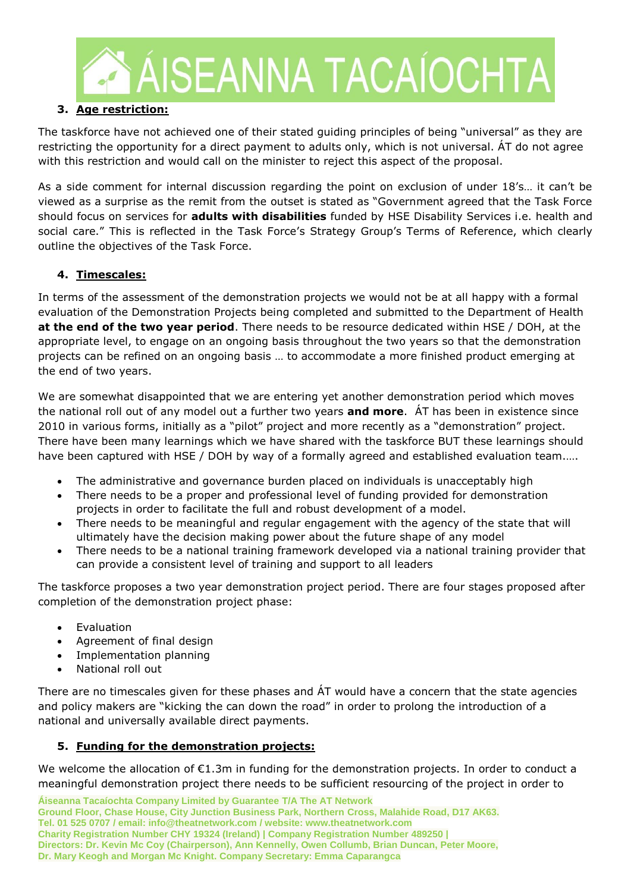### 3. Age restriction:

The taskforce have not achieved one of their stated guiding principles of being "universal" as they are restricting the opportunity for a direct payment to adults only, which is not universal. ÁT do not agree with this restriction and would call on the minister to reject this aspect of the proposal.

As a side comment for internal discussion regarding the point on exclusion of under 18's… it can't be viewed as a surprise as the remit from the outset is stated as "Government agreed that the Task Force should focus on services for **adults with disabilities** funded by HSE Disability Services i.e. health and social care." This is reflected in the Task Force's Strategy Group's Terms of Reference, which clearly outline the objectives of the Task Force.

### 4. Timescales:

In terms of the assessment of the demonstration projects we would not be at all happy with a formal evaluation of the Demonstration Projects being completed and submitted to the Department of Health **at the end of the two year period**. There needs to be resource dedicated within HSE / DOH, at the appropriate level, to engage on an ongoing basis throughout the two years so that the demonstration projects can be refined on an ongoing basis … to accommodate a more finished product emerging at the end of two years.

We are somewhat disappointed that we are entering yet another demonstration period which moves the national roll out of any model out a further two years **and more**. ÁT has been in existence since 2010 in various forms, initially as a "pilot" project and more recently as a "demonstration" project. There have been many learnings which we have shared with the taskforce BUT these learnings should have been captured with HSE / DOH by way of a formally agreed and established evaluation team.….

- The administrative and governance burden placed on individuals is unacceptably high
- There needs to be a proper and professional level of funding provided for demonstration projects in order to facilitate the full and robust development of a model.
- There needs to be meaningful and regular engagement with the agency of the state that will ultimately have the decision making power about the future shape of any model
- There needs to be a national training framework developed via a national training provider that can provide a consistent level of training and support to all leaders

The taskforce proposes a two year demonstration project period. There are four stages proposed after completion of the demonstration project phase:

- Evaluation
- Agreement of final design
- Implementation planning
- National roll out

There are no timescales given for these phases and ÁT would have a concern that the state agencies and policy makers are "kicking the can down the road" in order to prolong the introduction of a national and universally available direct payments.

### 5. Funding for the demonstration projects:

We welcome the allocation of €1.3m in funding for the demonstration projects. In order to conduct a meaningful demonstration project there needs to be sufficient resourcing of the project in order to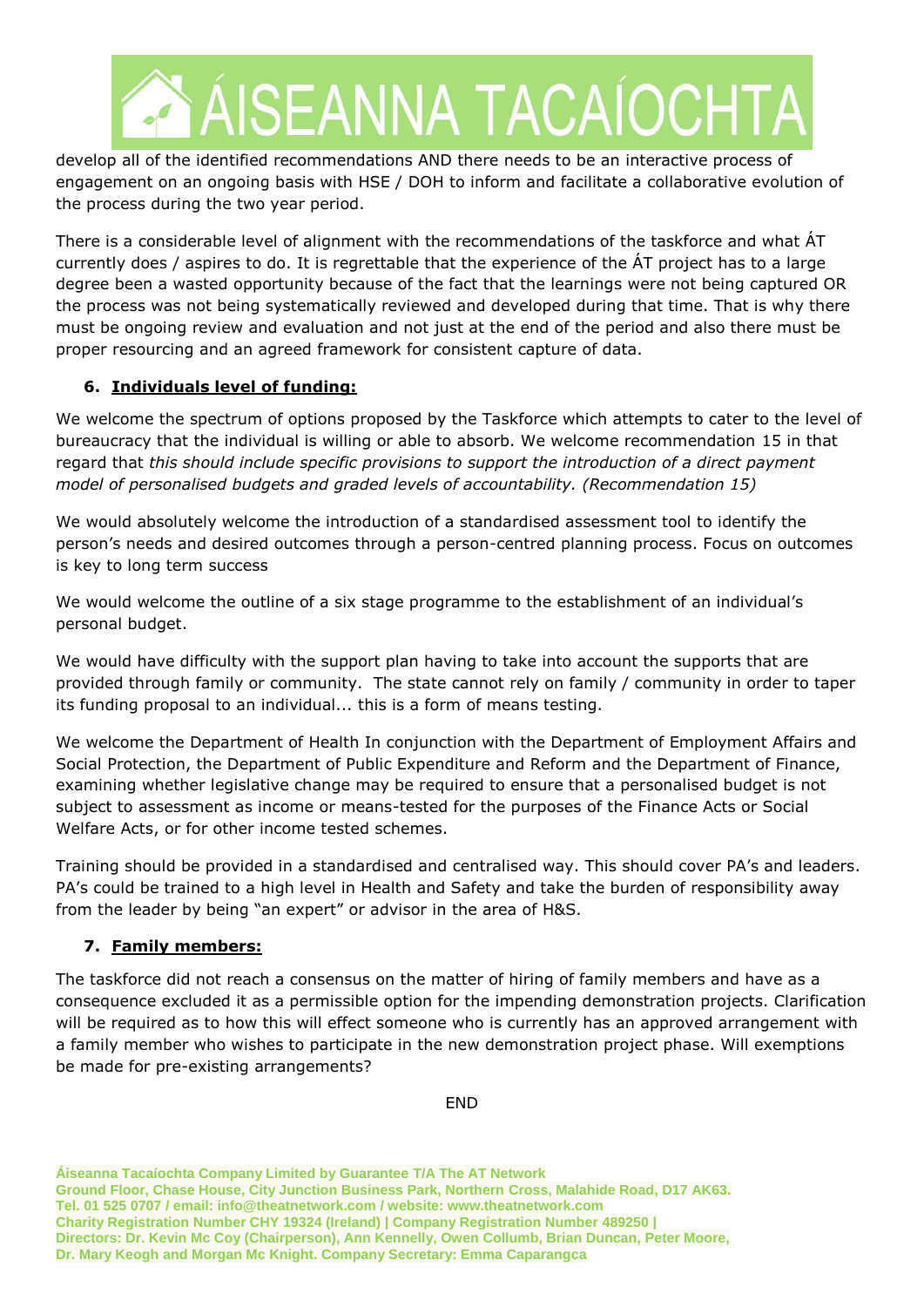develop all of the identified recommendations AND there needs to be an interactive process of engagement on an ongoing basis with HSE / DOH to inform and facilitate a collaborative evolution of the process during the two year period.

There is a considerable level of alignment with the recommendations of the taskforce and what ÁT currently does / aspires to do. It is regrettable that the experience of the ÁT project has to a large degree been a wasted opportunity because of the fact that the learnings were not being captured OR the process was not being systematically reviewed and developed during that time. That is why there must be ongoing review and evaluation and not just at the end of the period and also there must be proper resourcing and an agreed framework for consistent capture of data.

### 6. **Individuals level of funding:**

We welcome the spectrum of options proposed by the Taskforce which attempts to cater to the level of bureaucracy that the individual is willing or able to absorb. We welcome recommendation 15 in that regard that *this should include specific provisions to support the introduction of a direct payment model of personalised budgets and graded levels of accountability. (Recommendation 15)*

We would absolutely welcome the introduction of a standardised assessment tool to identify the person's needs and desired outcomes through a person-centred planning process. Focus on outcomes is key to long term success

We would welcome the outline of a six stage programme to the establishment of an individual's personal budget.

We would have difficulty with the support plan having to take into account the supports that are provided through family or community. The state cannot rely on family / community in order to taper its funding proposal to an individual... this is a form of means testing.

We welcome the Department of Health In conjunction with the Department of Employment Affairs and Social Protection, the Department of Public Expenditure and Reform and the Department of Finance, examining whether legislative change may be required to ensure that a personalised budget is not subject to assessment as income or means-tested for the purposes of the Finance Acts or Social Welfare Acts, or for other income tested schemes.

Training should be provided in a standardised and centralised way. This should cover PA's and leaders. PA's could be trained to a high level in Health and Safety and take the burden of responsibility away from the leader by being "an expert" or advisor in the area of H&S.

### 7. **Family members:**

The taskforce did not reach a consensus on the matter of hiring of family members and have as a consequence excluded it as a permissible option for the impending demonstration projects. Clarification will be required as to how this will effect someone who is currently has an approved arrangement with a family member who wishes to participate in the new demonstration project phase. Will exemptions be made for pre-existing arrangements?

END